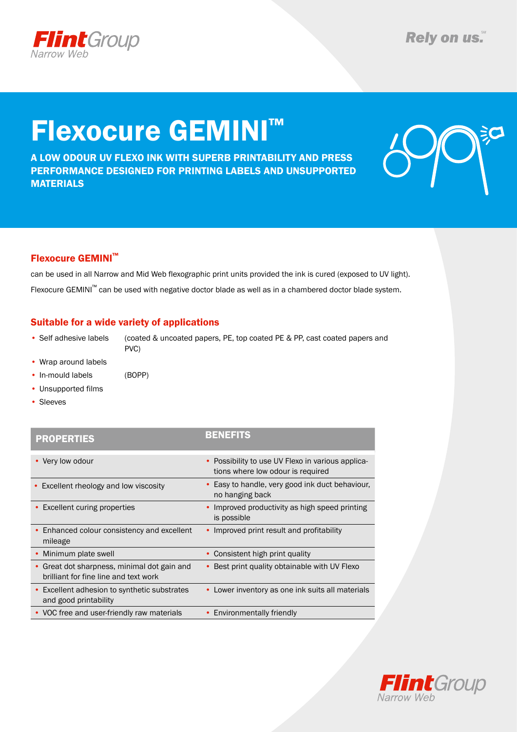# Flexocure GEMINI™

**A LOW ODOUR UV FLEXO INK WITH SUPERB PRINTABILITY AND PRESS PERFORMANCE DESIGNED FOR PRINTING LABELS AND UNSUPPORTED MATERIALS**

## Flexocure GEMINI™

can be used in all Narrow and Mid Web flexographic print units provided the ink is cured (exposed to UV light).

Flexocure GEMINI™ can be used with negative doctor blade as well as in a chambered doctor blade system.

## Suitable for a wide variety of applications

- Self adhesive labels (coated & uncoated papers, PE, top coated PE & PP, cast coated papers and PVC)
- Wrap around labels
- In-mould labels (BOPP)
- Unsupported films
- Sleeves

| PROPERTIES | BENEFITS |
|---|---|
| • Very low odour | • Possibility to use UV Flexo in various applications where low odour is required |
| • Excellent rheology and low viscosity | • Easy to handle, very good ink duct behaviour, no hanging back |
| • Excellent curing properties | • Improved productivity as high speed printing is possible |
| • Enhanced colour consistency and excellent mileage | • Improved print result and profitability |
| • Minimum plate swell | • Consistent high print quality |
| • Great dot sharpness, minimal dot gain and brilliant for fine line and text work | • Best print quality obtainable with UV Flexo |
| • Excellent adhesion to synthetic substrates and good printability | • Lower inventory as one ink suits all materials |
| • VOC free and user-friendly raw materials | • Environmentally friendly |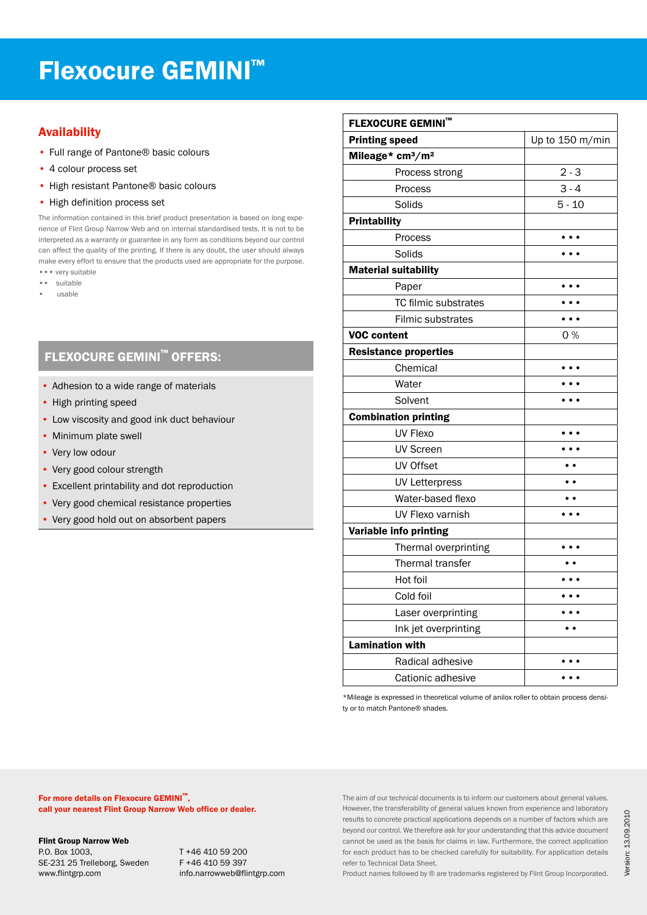# Flexocure GEMINI™

## Availability

- Full range of Pantone® basic colours
- 4 colour process set
- High resistant Pantone® basic colours
- High definition process set

The information contained in this brief product presentation is based on long experience of Flint Group Narrow Web and on internal standardised tests. It is not to be interpreted as a warranty or guarantee in any form as conditions beyond our control can affect the quality of the printing. If there is any doubt, the user should always make every effort to ensure that the products used are appropriate for the purpose.

• • • very suitable
• • suitable
• usable

## FLEXOCURE GEMINI™ OFFERS:

- Adhesion to a wide range of materials
- High printing speed
- Low viscosity and good ink duct behaviour
- Minimum plate swell
- Very low odour
- Very good colour strength
- Excellent printability and dot reproduction
- Very good chemical resistance properties
- Very good hold out on absorbent papers

| FLEXOCURE GEMINI™ | |
|---|---|
| **Printing speed** | Up to 150 m/min |
| **Mileage* $cm^3/m^2$** | |
| Process strong | 2 - 3 |
| Process | 3 - 4 |
| Solids | 5 - 10 |
| **Printability** | |
| Process | • • • |
| Solids | • • • |
| **Material suitability** | |
| Paper | • • • |
| TC filmic substrates | • • • |
| Filmic substrates | • • • |
| **VOC content** | 0 % |
| **Resistance properties** | |
| Chemical | • • • |
| Water | • • • |
| Solvent | • • • |
| **Combination printing** | |
| UV Flexo | • • • |
| UV Screen | • • • |
| UV Offset | • • |
| UV Letterpress | • • |
| Water-based flexo | • • |
| UV Flexo varnish | • • • |
| **Variable info printing** | |
| Thermal overprinting | • • • |
| Thermal transfer | • • |
| Hot foil | • • • |
| Cold foil | • • • |
| Laser overprinting | • • • |
| Ink jet overprinting | • • |
| **Lamination with** | |
| Radical adhesive | • • • |
| Cationic adhesive | • • • |

*Mileage is expressed in theoretical volume of anilox roller to obtain process density or to match Pantone® shades.

**For more details on Flexocure GEMINI™, call your nearest Flint Group Narrow Web office or dealer.**

**Flint Group Narrow Web**
P.O. Box 1003,
SE-231 25 Trelleborg, Sweden
www.flintgrp.com

T +46 410 59 200
F +46 410 59 397
info.narrowweb@flintgrp.com

The aim of our technical documents is to inform our customers about general values. However, the transferability of general values known from experience and laboratory results to concrete practical applications depends on a number of factors which are beyond our control. We therefore ask for your understanding that this advice document cannot be used as the basis for claims in law. Furthermore, the correct application for each product has to be checked carefully for suitability. For application details refer to Technical Data Sheet.
Product names followed by ® are trademarks registered by Flint Group Incorporated.

Version: 13.09.2010